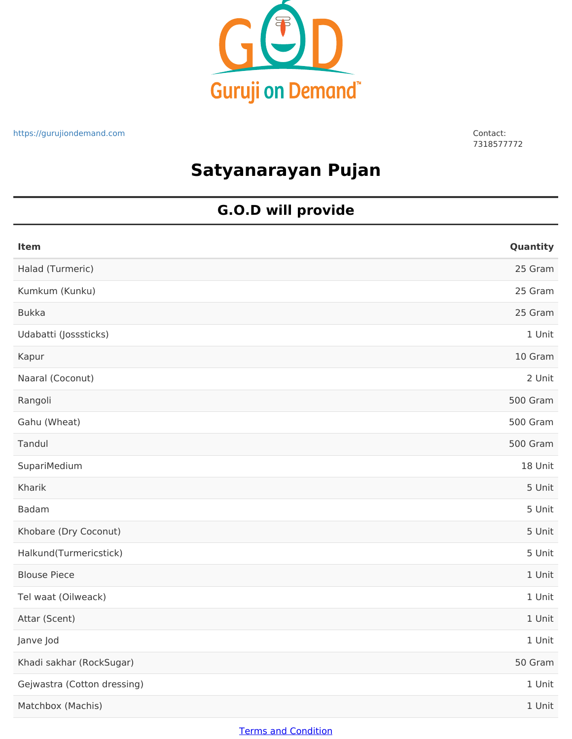Guruji on Demand™

https://gurujiondemand.com

Contact:
7318577772

# Satyanarayan Pujan

## G.O.D will provide

| Item | Quantity |
| --- | --- |
| Halad (Turmeric) | 25 Gram |
| Kumkum (Kunku) | 25 Gram |
| Bukka | 25 Gram |
| Udabatti (Josssticks) | 1 Unit |
| Kapur | 10 Gram |
| Naaral (Coconut) | 2 Unit |
| Rangoli | 500 Gram |
| Gahu (Wheat) | 500 Gram |
| Tandul | 500 Gram |
| SupariMedium | 18 Unit |
| Kharik | 5 Unit |
| Badam | 5 Unit |
| Khobare (Dry Coconut) | 5 Unit |
| Halkund(Turmericstick) | 5 Unit |
| Blouse Piece | 1 Unit |
| Tel waat (Oilweack) | 1 Unit |
| Attar (Scent) | 1 Unit |
| Janve Jod | 1 Unit |
| Khadi sakhar (RockSugar) | 50 Gram |
| Gejwastra (Cotton dressing) | 1 Unit |
| Matchbox (Machis) | 1 Unit |

Terms and Condition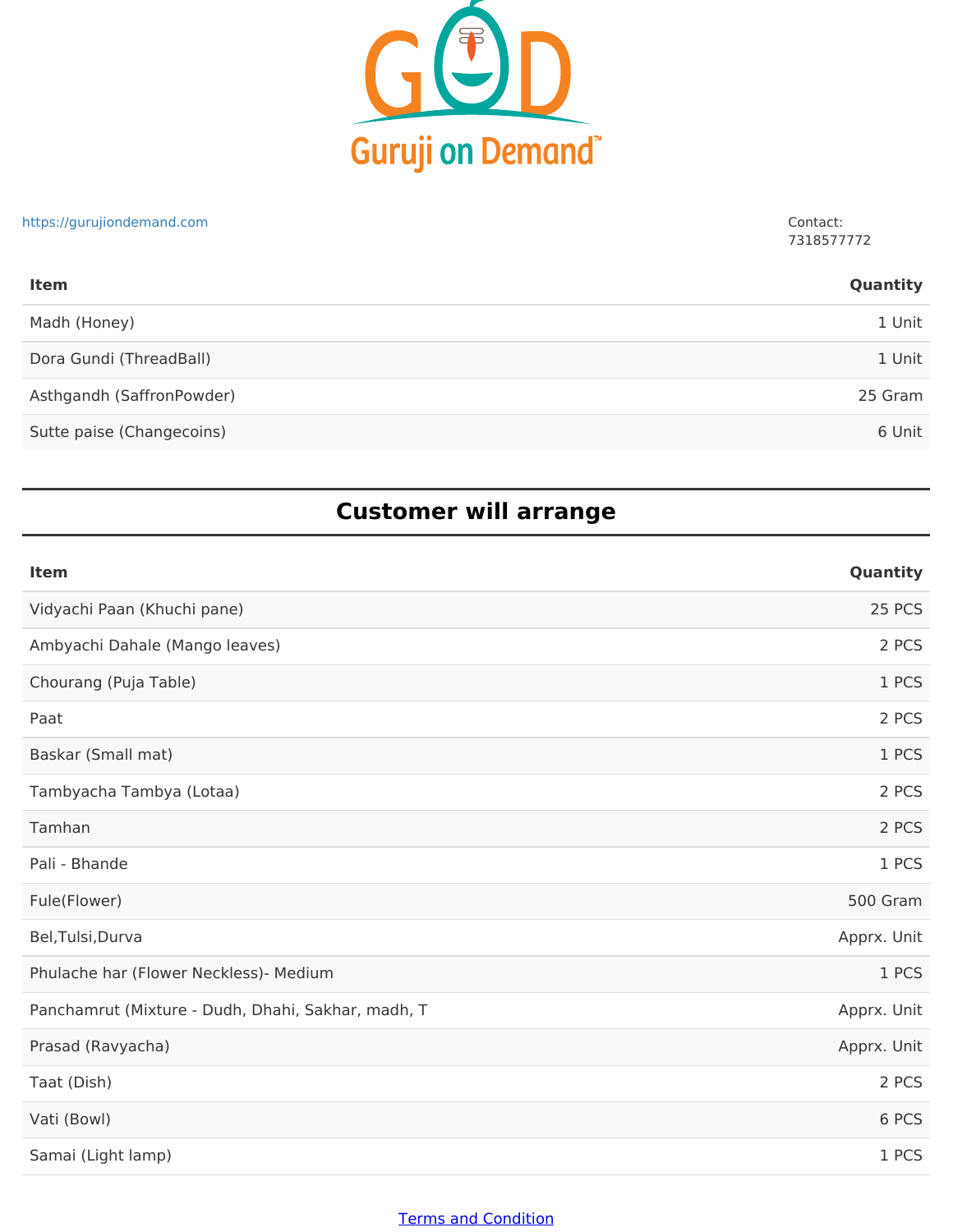Guruji on Demand™

https://gurujiondemand.com

Contact:
7318577772

| Item | Quantity |
| --- | --- |
| Madh (Honey) | 1 Unit |
| Dora Gundi (ThreadBall) | 1 Unit |
| Asthgandh (SaffronPowder) | 25 Gram |
| Sutte paise (Changecoins) | 6 Unit |

## Customer will arrange

| Item | Quantity |
| --- | --- |
| Vidyachi Paan (Khuchi pane) | 25 PCS |
| Ambyachi Dahale (Mango leaves) | 2 PCS |
| Chourang (Puja Table) | 1 PCS |
| Paat | 2 PCS |
| Baskar (Small mat) | 1 PCS |
| Tambyacha Tambya (Lotaa) | 2 PCS |
| Tamhan | 2 PCS |
| Pali - Bhande | 1 PCS |
| Fule(Flower) | 500 Gram |
| Bel,Tulsi,Durva | Apprx. Unit |
| Phulache har (Flower Neckless)- Medium | 1 PCS |
| Panchamrut (Mixture - Dudh, Dhahi, Sakhar, madh, T | Apprx. Unit |
| Prasad (Ravyacha) | Apprx. Unit |
| Taat (Dish) | 2 PCS |
| Vati (Bowl) | 6 PCS |
| Samai (Light lamp) | 1 PCS |

Terms and Condition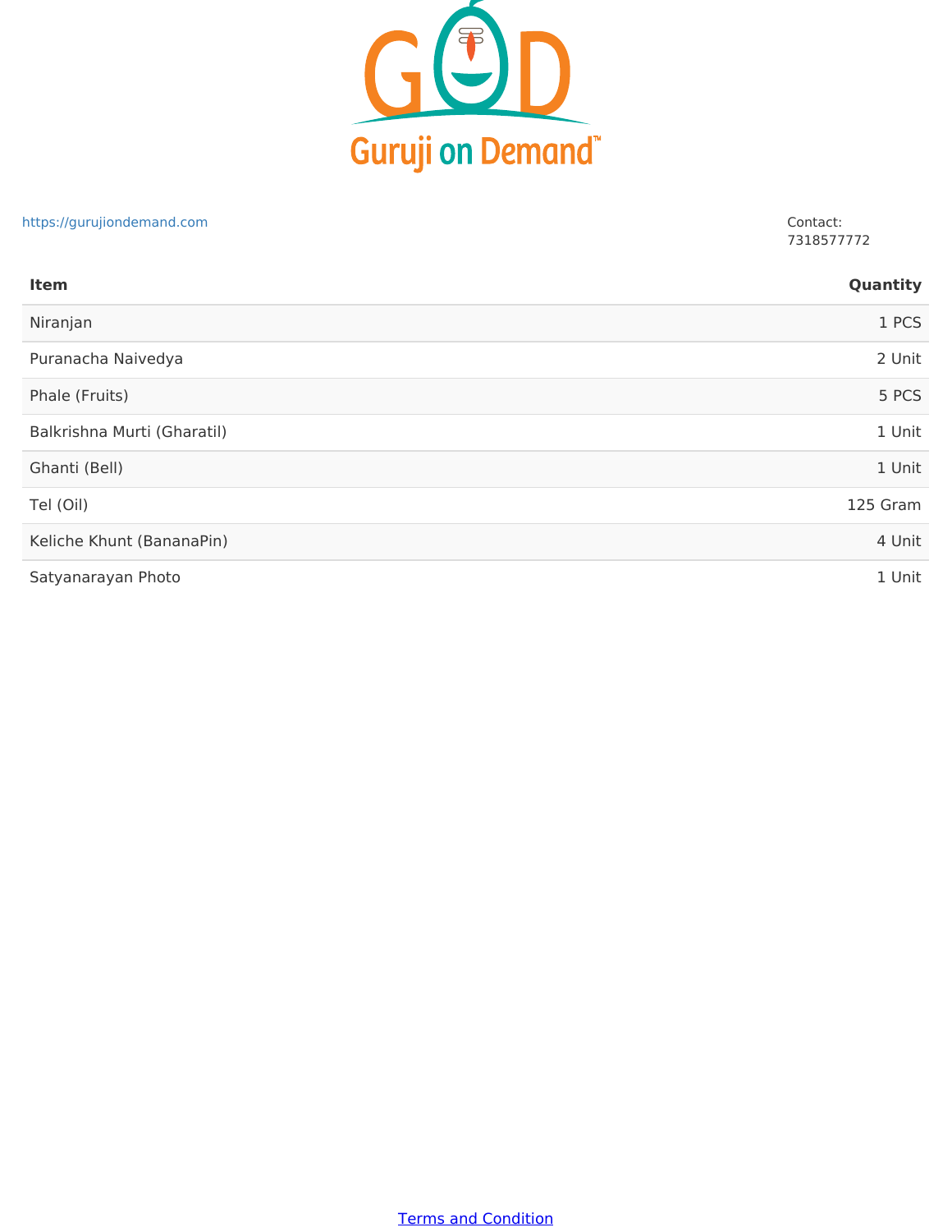Guruji on Demand™

https://gurujiondemand.com

Contact:
7318577772

| Item | Quantity |
|---|---|
| Niranjan | 1 PCS |
| Puranacha Naivedya | 2 Unit |
| Phale (Fruits) | 5 PCS |
| Balkrishna Murti (Gharatil) | 1 Unit |
| Ghanti (Bell) | 1 Unit |
| Tel (Oil) | 125 Gram |
| Keliche Khunt (BananaPin) | 4 Unit |
| Satyanarayan Photo | 1 Unit |

Terms and Condition